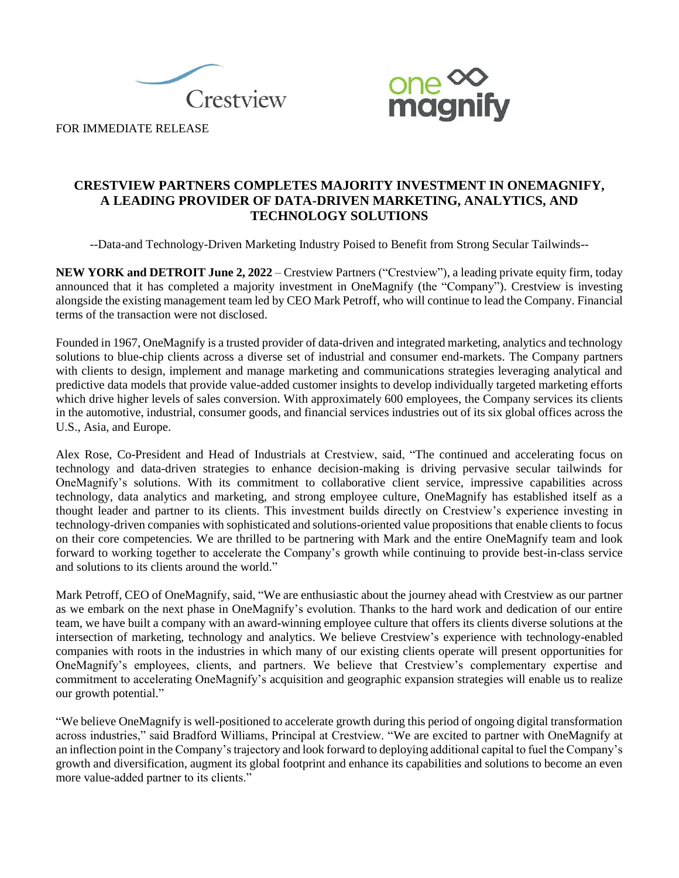FOR IMMEDIATE RELEASE

## CRESTVIEW PARTNERS COMPLETES MAJORITY INVESTMENT IN ONEMAGNIFY, A LEADING PROVIDER OF DATA-DRIVEN MARKETING, ANALYTICS, AND TECHNOLOGY SOLUTIONS

--Data-and Technology-Driven Marketing Industry Poised to Benefit from Strong Secular Tailwinds--

**NEW YORK and DETROIT June 2, 2022** – Crestview Partners ("Crestview"), a leading private equity firm, today announced that it has completed a majority investment in OneMagnify (the "Company"). Crestview is investing alongside the existing management team led by CEO Mark Petroff, who will continue to lead the Company. Financial terms of the transaction were not disclosed.

Founded in 1967, OneMagnify is a trusted provider of data-driven and integrated marketing, analytics and technology solutions to blue-chip clients across a diverse set of industrial and consumer end-markets. The Company partners with clients to design, implement and manage marketing and communications strategies leveraging analytical and predictive data models that provide value-added customer insights to develop individually targeted marketing efforts which drive higher levels of sales conversion. With approximately 600 employees, the Company services its clients in the automotive, industrial, consumer goods, and financial services industries out of its six global offices across the U.S., Asia, and Europe.

Alex Rose, Co-President and Head of Industrials at Crestview, said, "The continued and accelerating focus on technology and data-driven strategies to enhance decision-making is driving pervasive secular tailwinds for OneMagnify's solutions. With its commitment to collaborative client service, impressive capabilities across technology, data analytics and marketing, and strong employee culture, OneMagnify has established itself as a thought leader and partner to its clients. This investment builds directly on Crestview's experience investing in technology-driven companies with sophisticated and solutions-oriented value propositions that enable clients to focus on their core competencies. We are thrilled to be partnering with Mark and the entire OneMagnify team and look forward to working together to accelerate the Company's growth while continuing to provide best-in-class service and solutions to its clients around the world."

Mark Petroff, CEO of OneMagnify, said, "We are enthusiastic about the journey ahead with Crestview as our partner as we embark on the next phase in OneMagnify's evolution. Thanks to the hard work and dedication of our entire team, we have built a company with an award-winning employee culture that offers its clients diverse solutions at the intersection of marketing, technology and analytics. We believe Crestview's experience with technology-enabled companies with roots in the industries in which many of our existing clients operate will present opportunities for OneMagnify's employees, clients, and partners. We believe that Crestview's complementary expertise and commitment to accelerating OneMagnify's acquisition and geographic expansion strategies will enable us to realize our growth potential."

"We believe OneMagnify is well-positioned to accelerate growth during this period of ongoing digital transformation across industries," said Bradford Williams, Principal at Crestview. "We are excited to partner with OneMagnify at an inflection point in the Company's trajectory and look forward to deploying additional capital to fuel the Company's growth and diversification, augment its global footprint and enhance its capabilities and solutions to become an even more value-added partner to its clients."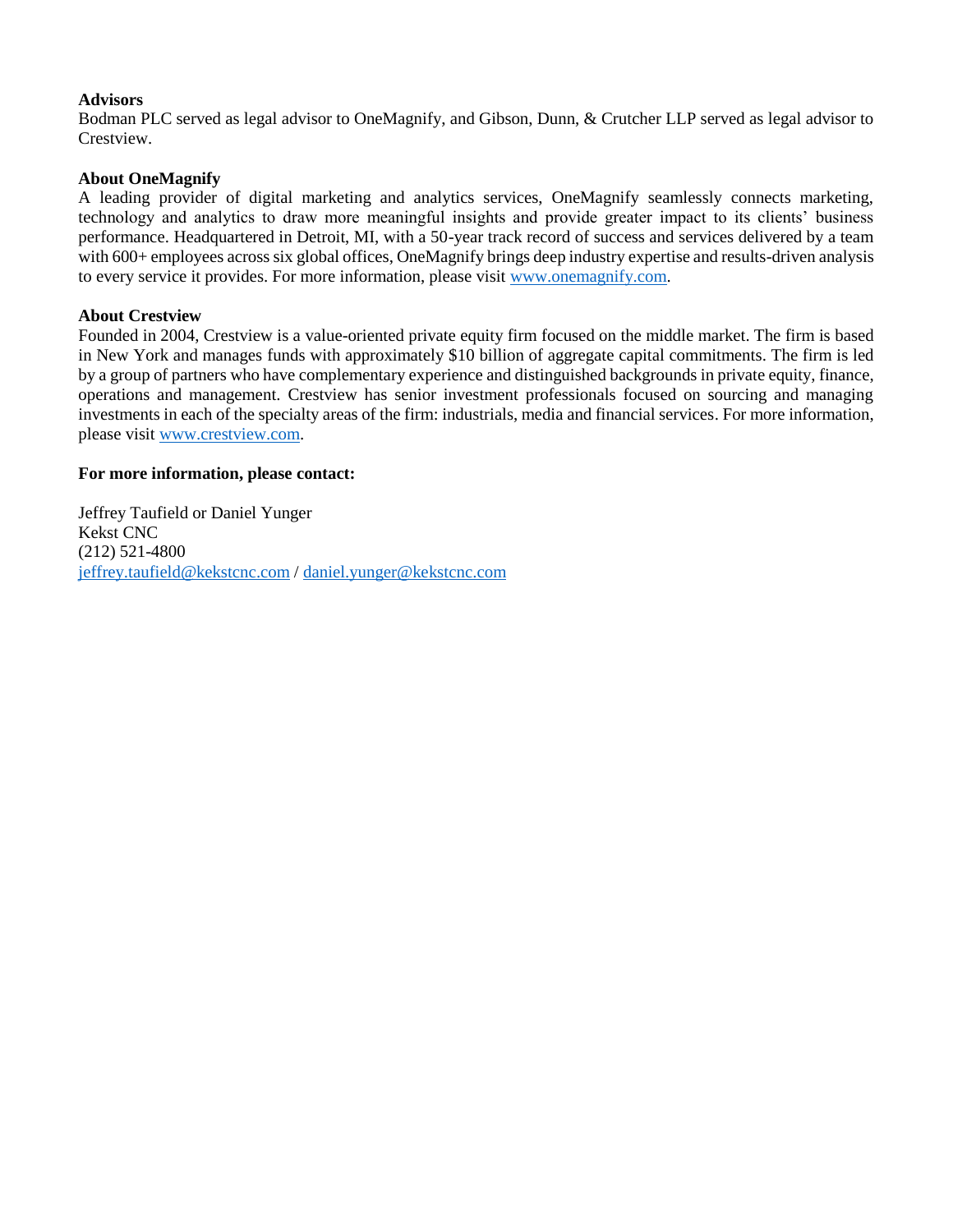**Advisors**

Bodman PLC served as legal advisor to OneMagnify, and Gibson, Dunn, & Crutcher LLP served as legal advisor to Crestview.

**About OneMagnify**

A leading provider of digital marketing and analytics services, OneMagnify seamlessly connects marketing, technology and analytics to draw more meaningful insights and provide greater impact to its clients' business performance. Headquartered in Detroit, MI, with a 50-year track record of success and services delivered by a team with 600+ employees across six global offices, OneMagnify brings deep industry expertise and results-driven analysis to every service it provides. For more information, please visit [www.onemagnify.com](http://www.onemagnify.com).

**About Crestview**

Founded in 2004, Crestview is a value-oriented private equity firm focused on the middle market. The firm is based in New York and manages funds with approximately $10 billion of aggregate capital commitments. The firm is led by a group of partners who have complementary experience and distinguished backgrounds in private equity, finance, operations and management. Crestview has senior investment professionals focused on sourcing and managing investments in each of the specialty areas of the firm: industrials, media and financial services. For more information, please visit [www.crestview.com](http://www.crestview.com).

**For more information, please contact:**

Jeffrey Taufield or Daniel Yunger
Kekst CNC
(212) 521-4800
[jeffrey.taufield@kekstcnc.com](mailto:jeffrey.taufield@kekstcnc.com) / [daniel.yunger@kekstcnc.com](mailto:daniel.yunger@kekstcnc.com)